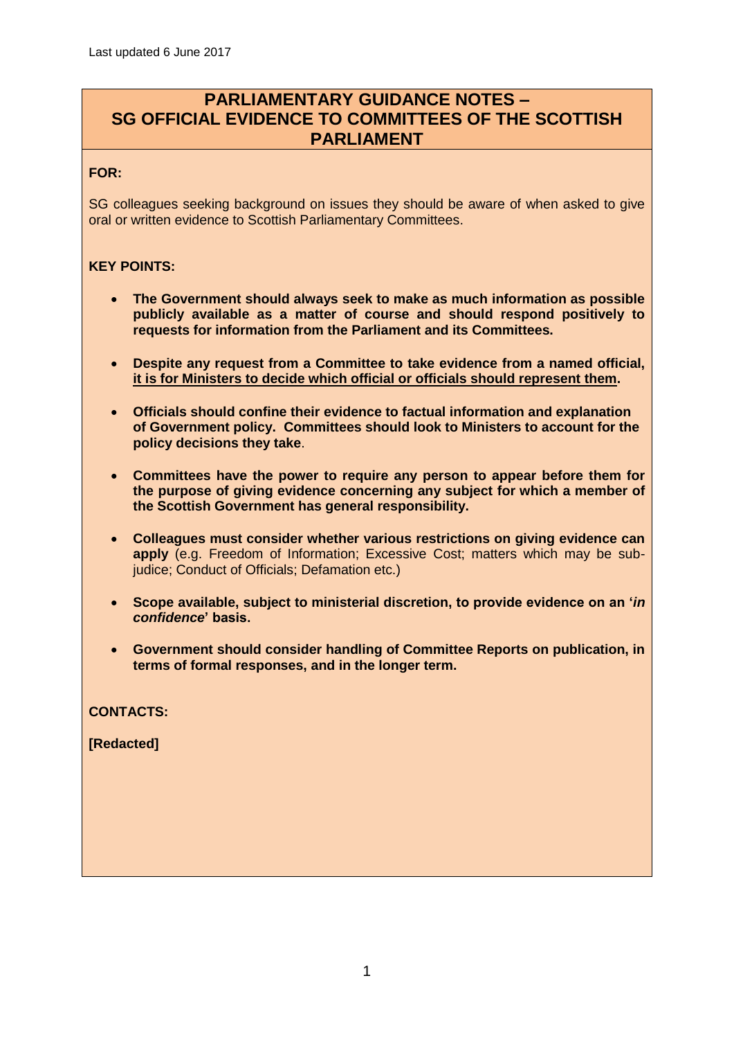Last updated 6 June 2017

# PARLIAMENTARY GUIDANCE NOTES – SG OFFICIAL EVIDENCE TO COMMITTEES OF THE SCOTTISH PARLIAMENT

**FOR:**

SG colleagues seeking background on issues they should be aware of when asked to give oral or written evidence to Scottish Parliamentary Committees.

**KEY POINTS:**

- **The Government should always seek to make as much information as possible publicly available as a matter of course and should respond positively to requests for information from the Parliament and its Committees.**
- **Despite any request from a Committee to take evidence from a named official, <u>it is for Ministers to decide which official or officials should represent them</u>.**
- **Officials should confine their evidence to factual information and explanation of Government policy. Committees should look to Ministers to account for the policy decisions they take**.
- **Committees have the power to require any person to appear before them for the purpose of giving evidence concerning any subject for which a member of the Scottish Government has general responsibility.**
- **Colleagues must consider whether various restrictions on giving evidence can apply** (e.g. Freedom of Information; Excessive Cost; matters which may be sub-judice; Conduct of Officials; Defamation etc.)
- **Scope available, subject to ministerial discretion, to provide evidence on an '*in confidence*' basis.**
- **Government should consider handling of Committee Reports on publication, in terms of formal responses, and in the longer term.**

**CONTACTS:**

**[Redacted]**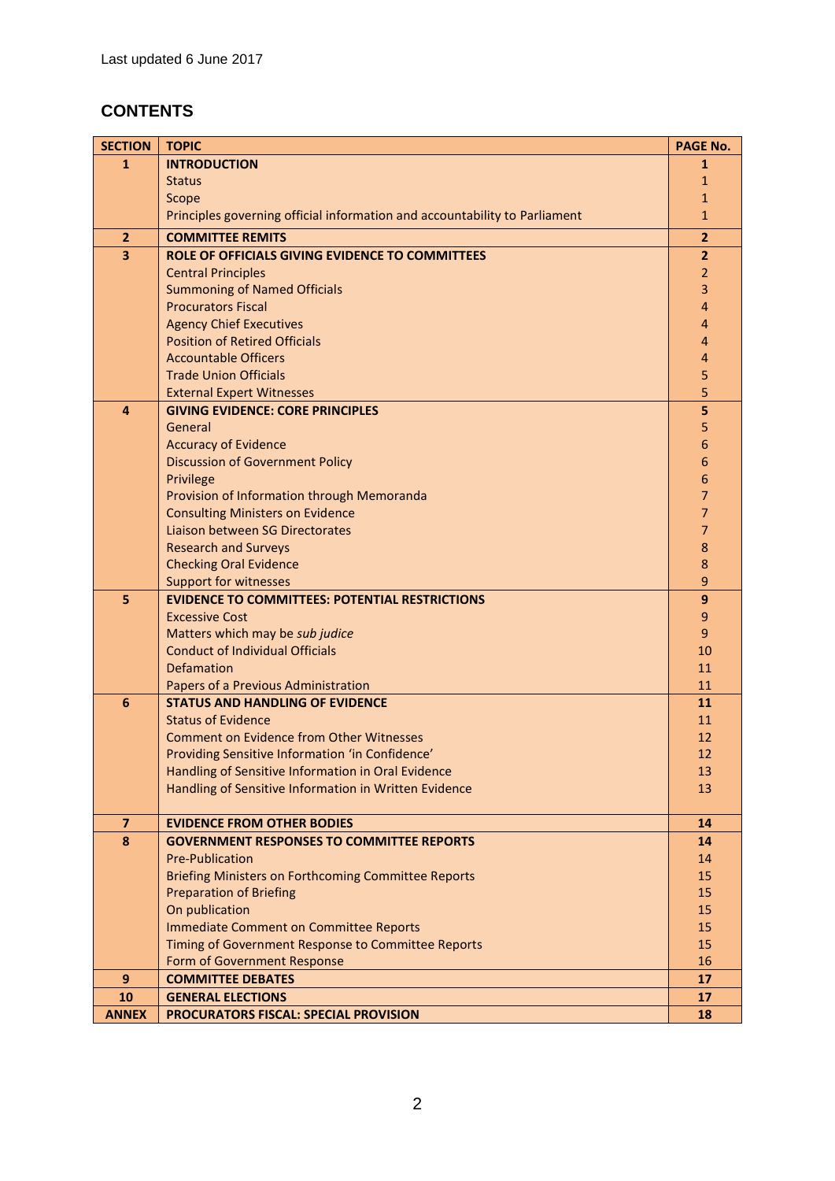Last updated 6 June 2017

## CONTENTS

| SECTION | TOPIC | PAGE No. |
|---|---|---|
| **1** | **INTRODUCTION** | **1** |
| | Status | 1 |
| | Scope | 1 |
| | Principles governing official information and accountability to Parliament | 1 |
| **2** | **COMMITTEE REMITS** | **2** |
| **3** | **ROLE OF OFFICIALS GIVING EVIDENCE TO COMMITTEES** | **2** |
| | Central Principles | 2 |
| | Summoning of Named Officials | 3 |
| | Procurators Fiscal | 4 |
| | Agency Chief Executives | 4 |
| | Position of Retired Officials | 4 |
| | Accountable Officers | 4 |
| | Trade Union Officials | 5 |
| | External Expert Witnesses | 5 |
| **4** | **GIVING EVIDENCE: CORE PRINCIPLES** | **5** |
| | General | 5 |
| | Accuracy of Evidence | 6 |
| | Discussion of Government Policy | 6 |
| | Privilege | 6 |
| | Provision of Information through Memoranda | 7 |
| | Consulting Ministers on Evidence | 7 |
| | Liaison between SG Directorates | 7 |
| | Research and Surveys | 8 |
| | Checking Oral Evidence | 8 |
| | Support for witnesses | 9 |
| **5** | **EVIDENCE TO COMMITTEES: POTENTIAL RESTRICTIONS** | **9** |
| | Excessive Cost | 9 |
| | Matters which may be *sub judice* | 9 |
| | Conduct of Individual Officials | 10 |
| | Defamation | 11 |
| | Papers of a Previous Administration | 11 |
| **6** | **STATUS AND HANDLING OF EVIDENCE** | **11** |
| | Status of Evidence | 11 |
| | Comment on Evidence from Other Witnesses | 12 |
| | Providing Sensitive Information 'in Confidence' | 12 |
| | Handling of Sensitive Information in Oral Evidence | 13 |
| | Handling of Sensitive Information in Written Evidence | 13 |
| **7** | **EVIDENCE FROM OTHER BODIES** | **14** |
| **8** | **GOVERNMENT RESPONSES TO COMMITTEE REPORTS** | **14** |
| | Pre-Publication | 14 |
| | Briefing Ministers on Forthcoming Committee Reports | 15 |
| | Preparation of Briefing | 15 |
| | On publication | 15 |
| | Immediate Comment on Committee Reports | 15 |
| | Timing of Government Response to Committee Reports | 15 |
| | Form of Government Response | 16 |
| **9** | **COMMITTEE DEBATES** | **17** |
| **10** | **GENERAL ELECTIONS** | **17** |
| **ANNEX** | **PROCURATORS FISCAL: SPECIAL PROVISION** | **18** |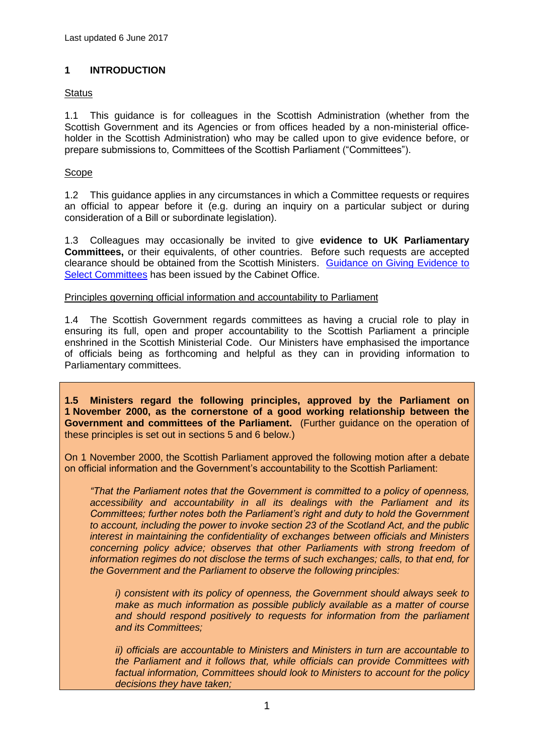Last updated 6 June 2017

## 1 INTRODUCTION

### Status

1.1 This guidance is for colleagues in the Scottish Administration (whether from the Scottish Government and its Agencies or from offices headed by a non-ministerial office-holder in the Scottish Administration) who may be called upon to give evidence before, or prepare submissions to, Committees of the Scottish Parliament ("Committees").

### Scope

1.2 This guidance applies in any circumstances in which a Committee requests or requires an official to appear before it (e.g. during an inquiry on a particular subject or during consideration of a Bill or subordinate legislation).

1.3 Colleagues may occasionally be invited to give **evidence to UK Parliamentary Committees,** or their equivalents, of other countries. Before such requests are accepted clearance should be obtained from the Scottish Ministers. Guidance on Giving Evidence to Select Committees has been issued by the Cabinet Office.

### Principles governing official information and accountability to Parliament

1.4 The Scottish Government regards committees as having a crucial role to play in ensuring its full, open and proper accountability to the Scottish Parliament a principle enshrined in the Scottish Ministerial Code. Our Ministers have emphasised the importance of officials being as forthcoming and helpful as they can in providing information to Parliamentary committees.

**1.5 Ministers regard the following principles, approved by the Parliament on 1 November 2000, as the cornerstone of a good working relationship between the Government and committees of the Parliament.** (Further guidance on the operation of these principles is set out in sections 5 and 6 below.)

On 1 November 2000, the Scottish Parliament approved the following motion after a debate on official information and the Government's accountability to the Scottish Parliament:

> *"That the Parliament notes that the Government is committed to a policy of openness, accessibility and accountability in all its dealings with the Parliament and its Committees; further notes both the Parliament's right and duty to hold the Government to account, including the power to invoke section 23 of the Scotland Act, and the public interest in maintaining the confidentiality of exchanges between officials and Ministers concerning policy advice; observes that other Parliaments with strong freedom of information regimes do not disclose the terms of such exchanges; calls, to that end, for the Government and the Parliament to observe the following principles:*
>
> *i) consistent with its policy of openness, the Government should always seek to make as much information as possible publicly available as a matter of course and should respond positively to requests for information from the parliament and its Committees;*
>
> *ii) officials are accountable to Ministers and Ministers in turn are accountable to the Parliament and it follows that, while officials can provide Committees with factual information, Committees should look to Ministers to account for the policy decisions they have taken;*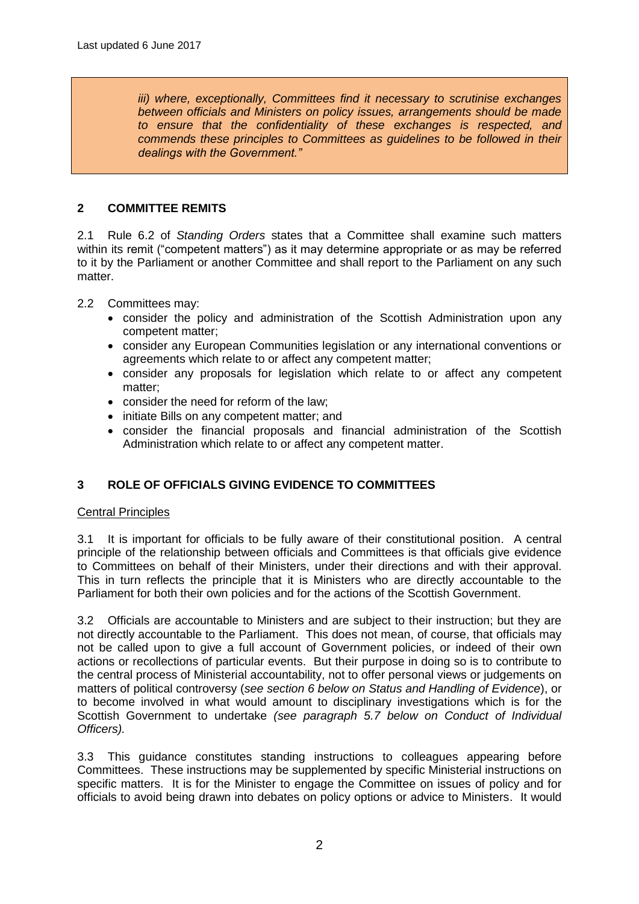> *iii) where, exceptionally, Committees find it necessary to scrutinise exchanges between officials and Ministers on policy issues, arrangements should be made to ensure that the confidentiality of these exchanges is respected, and commends these principles to Committees as guidelines to be followed in their dealings with the Government."*

## 2 COMMITTEE REMITS

2.1 Rule 6.2 of *Standing Orders* states that a Committee shall examine such matters within its remit ("competent matters") as it may determine appropriate or as may be referred to it by the Parliament or another Committee and shall report to the Parliament on any such matter.

2.2 Committees may:

- consider the policy and administration of the Scottish Administration upon any competent matter;
- consider any European Communities legislation or any international conventions or agreements which relate to or affect any competent matter;
- consider any proposals for legislation which relate to or affect any competent matter;
- consider the need for reform of the law;
- initiate Bills on any competent matter; and
- consider the financial proposals and financial administration of the Scottish Administration which relate to or affect any competent matter.

## 3 ROLE OF OFFICIALS GIVING EVIDENCE TO COMMITTEES

Central Principles

3.1 It is important for officials to be fully aware of their constitutional position. A central principle of the relationship between officials and Committees is that officials give evidence to Committees on behalf of their Ministers, under their directions and with their approval. This in turn reflects the principle that it is Ministers who are directly accountable to the Parliament for both their own policies and for the actions of the Scottish Government.

3.2 Officials are accountable to Ministers and are subject to their instruction; but they are not directly accountable to the Parliament. This does not mean, of course, that officials may not be called upon to give a full account of Government policies, or indeed of their own actions or recollections of particular events. But their purpose in doing so is to contribute to the central process of Ministerial accountability, not to offer personal views or judgements on matters of political controversy (*see section 6 below on Status and Handling of Evidence*), or to become involved in what would amount to disciplinary investigations which is for the Scottish Government to undertake *(see paragraph 5.7 below on Conduct of Individual Officers).*

3.3 This guidance constitutes standing instructions to colleagues appearing before Committees. These instructions may be supplemented by specific Ministerial instructions on specific matters. It is for the Minister to engage the Committee on issues of policy and for officials to avoid being drawn into debates on policy options or advice to Ministers. It would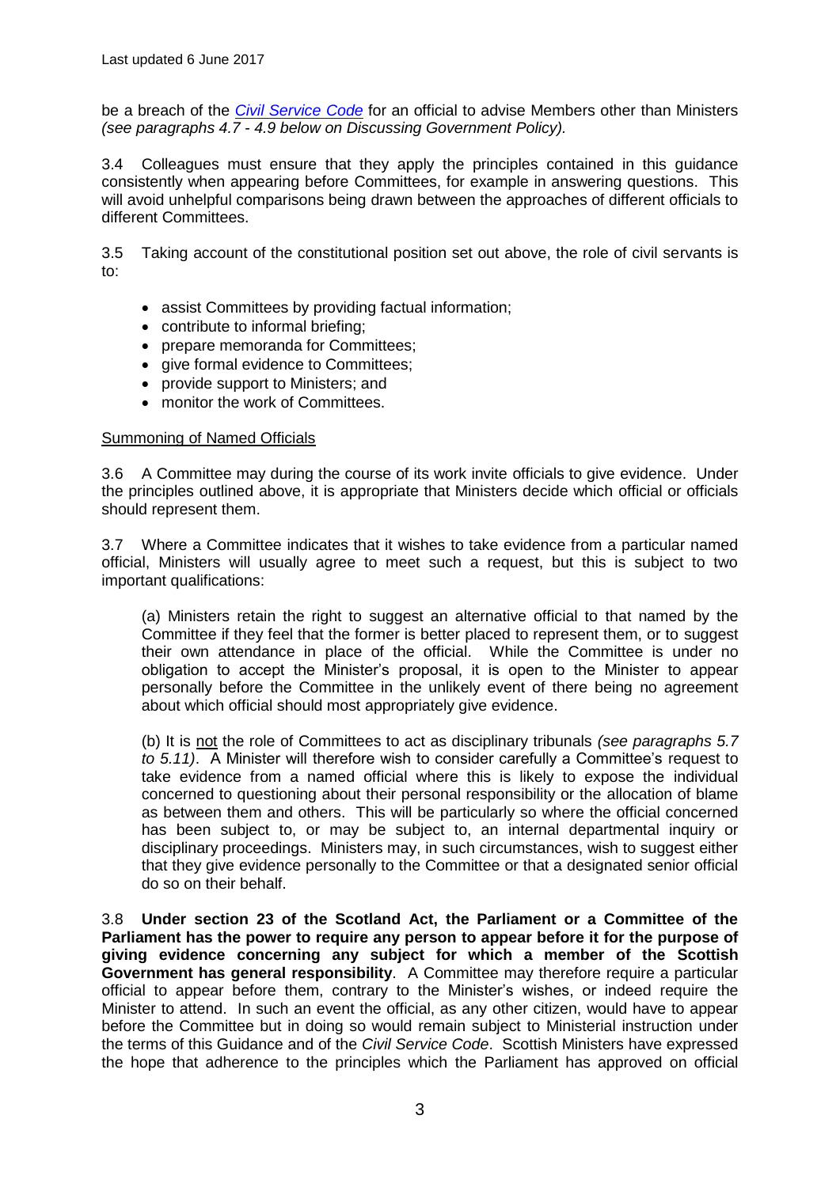be a breach of the [*Civil Service Code*](#) for an official to advise Members other than Ministers *(see paragraphs 4.7 - 4.9 below on Discussing Government Policy).*

3.4 Colleagues must ensure that they apply the principles contained in this guidance consistently when appearing before Committees, for example in answering questions. This will avoid unhelpful comparisons being drawn between the approaches of different officials to different Committees.

3.5 Taking account of the constitutional position set out above, the role of civil servants is to:

- assist Committees by providing factual information;
- contribute to informal briefing;
- prepare memoranda for Committees;
- give formal evidence to Committees;
- provide support to Ministers; and
- monitor the work of Committees.

<u>Summoning of Named Officials</u>

3.6 A Committee may during the course of its work invite officials to give evidence. Under the principles outlined above, it is appropriate that Ministers decide which official or officials should represent them.

3.7 Where a Committee indicates that it wishes to take evidence from a particular named official, Ministers will usually agree to meet such a request, but this is subject to two important qualifications:

(a) Ministers retain the right to suggest an alternative official to that named by the Committee if they feel that the former is better placed to represent them, or to suggest their own attendance in place of the official. While the Committee is under no obligation to accept the Minister's proposal, it is open to the Minister to appear personally before the Committee in the unlikely event of there being no agreement about which official should most appropriately give evidence.

(b) It is <u>not</u> the role of Committees to act as disciplinary tribunals *(see paragraphs 5.7 to 5.11)*. A Minister will therefore wish to consider carefully a Committee's request to take evidence from a named official where this is likely to expose the individual concerned to questioning about their personal responsibility or the allocation of blame as between them and others. This will be particularly so where the official concerned has been subject to, or may be subject to, an internal departmental inquiry or disciplinary proceedings. Ministers may, in such circumstances, wish to suggest either that they give evidence personally to the Committee or that a designated senior official do so on their behalf.

3.8 **Under section 23 of the Scotland Act, the Parliament or a Committee of the Parliament has the power to require any person to appear before it for the purpose of giving evidence concerning any subject for which a member of the Scottish Government has general responsibility**. A Committee may therefore require a particular official to appear before them, contrary to the Minister's wishes, or indeed require the Minister to attend. In such an event the official, as any other citizen, would have to appear before the Committee but in doing so would remain subject to Ministerial instruction under the terms of this Guidance and of the *Civil Service Code*. Scottish Ministers have expressed the hope that adherence to the principles which the Parliament has approved on official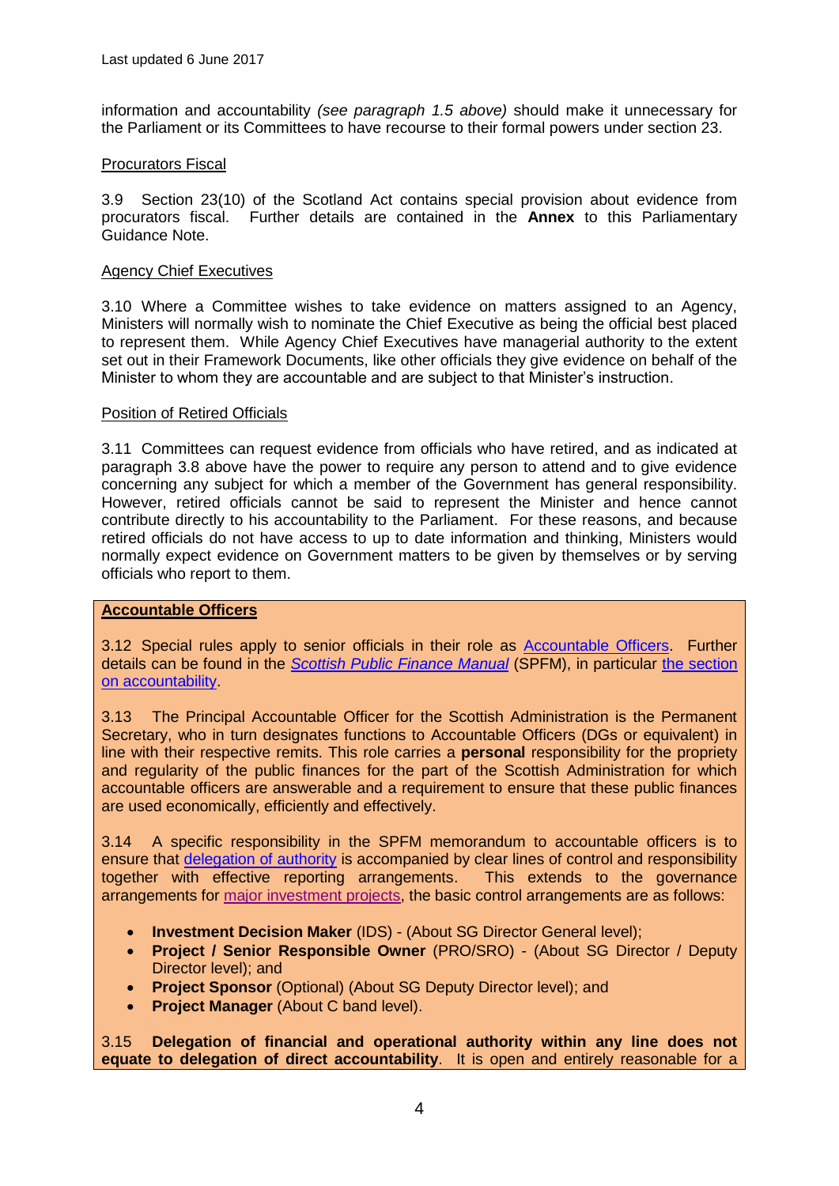information and accountability *(see paragraph 1.5 above)* should make it unnecessary for the Parliament or its Committees to have recourse to their formal powers under section 23.

Procurators Fiscal

3.9 Section 23(10) of the Scotland Act contains special provision about evidence from procurators fiscal. Further details are contained in the **Annex** to this Parliamentary Guidance Note.

Agency Chief Executives

3.10 Where a Committee wishes to take evidence on matters assigned to an Agency, Ministers will normally wish to nominate the Chief Executive as being the official best placed to represent them. While Agency Chief Executives have managerial authority to the extent set out in their Framework Documents, like other officials they give evidence on behalf of the Minister to whom they are accountable and are subject to that Minister's instruction.

Position of Retired Officials

3.11 Committees can request evidence from officials who have retired, and as indicated at paragraph 3.8 above have the power to require any person to attend and to give evidence concerning any subject for which a member of the Government has general responsibility. However, retired officials cannot be said to represent the Minister and hence cannot contribute directly to his accountability to the Parliament. For these reasons, and because retired officials do not have access to up to date information and thinking, Ministers would normally expect evidence on Government matters to be given by themselves or by serving officials who report to them.

**Accountable Officers**

3.12 Special rules apply to senior officials in their role as Accountable Officers. Further details can be found in the *Scottish Public Finance Manual* (SPFM), in particular the section on accountability.

3.13 The Principal Accountable Officer for the Scottish Administration is the Permanent Secretary, who in turn designates functions to Accountable Officers (DGs or equivalent) in line with their respective remits. This role carries a **personal** responsibility for the propriety and regularity of the public finances for the part of the Scottish Administration for which accountable officers are answerable and a requirement to ensure that these public finances are used economically, efficiently and effectively.

3.14 A specific responsibility in the SPFM memorandum to accountable officers is to ensure that delegation of authority is accompanied by clear lines of control and responsibility together with effective reporting arrangements. This extends to the governance arrangements for major investment projects, the basic control arrangements are as follows:

- **Investment Decision Maker** (IDS) - (About SG Director General level);
- **Project / Senior Responsible Owner** (PRO/SRO) - (About SG Director / Deputy Director level); and
- **Project Sponsor** (Optional) (About SG Deputy Director level); and
- **Project Manager** (About C band level).

3.15 **Delegation of financial and operational authority within any line does not equate to delegation of direct accountability**. It is open and entirely reasonable for a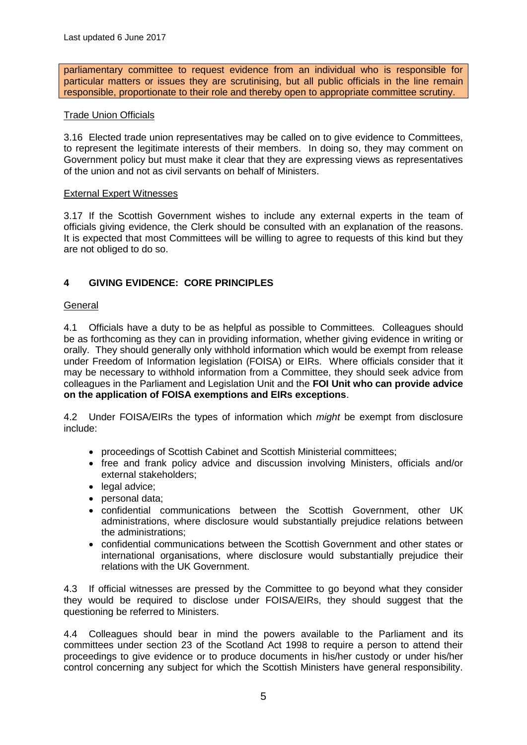parliamentary committee to request evidence from an individual who is responsible for particular matters or issues they are scrutinising, but all public officials in the line remain responsible, proportionate to their role and thereby open to appropriate committee scrutiny.

Trade Union Officials

3.16 Elected trade union representatives may be called on to give evidence to Committees, to represent the legitimate interests of their members. In doing so, they may comment on Government policy but must make it clear that they are expressing views as representatives of the union and not as civil servants on behalf of Ministers.

External Expert Witnesses

3.17 If the Scottish Government wishes to include any external experts in the team of officials giving evidence, the Clerk should be consulted with an explanation of the reasons. It is expected that most Committees will be willing to agree to requests of this kind but they are not obliged to do so.

## 4 GIVING EVIDENCE: CORE PRINCIPLES

General

4.1 Officials have a duty to be as helpful as possible to Committees. Colleagues should be as forthcoming as they can in providing information, whether giving evidence in writing or orally. They should generally only withhold information which would be exempt from release under Freedom of Information legislation (FOISA) or EIRs. Where officials consider that it may be necessary to withhold information from a Committee, they should seek advice from colleagues in the Parliament and Legislation Unit and the **FOI Unit who can provide advice on the application of FOISA exemptions and EIRs exceptions**.

4.2 Under FOISA/EIRs the types of information which *might* be exempt from disclosure include:

- proceedings of Scottish Cabinet and Scottish Ministerial committees;
- free and frank policy advice and discussion involving Ministers, officials and/or external stakeholders;
- legal advice;
- personal data;
- confidential communications between the Scottish Government, other UK administrations, where disclosure would substantially prejudice relations between the administrations;
- confidential communications between the Scottish Government and other states or international organisations, where disclosure would substantially prejudice their relations with the UK Government.

4.3 If official witnesses are pressed by the Committee to go beyond what they consider they would be required to disclose under FOISA/EIRs, they should suggest that the questioning be referred to Ministers.

4.4 Colleagues should bear in mind the powers available to the Parliament and its committees under section 23 of the Scotland Act 1998 to require a person to attend their proceedings to give evidence or to produce documents in his/her custody or under his/her control concerning any subject for which the Scottish Ministers have general responsibility.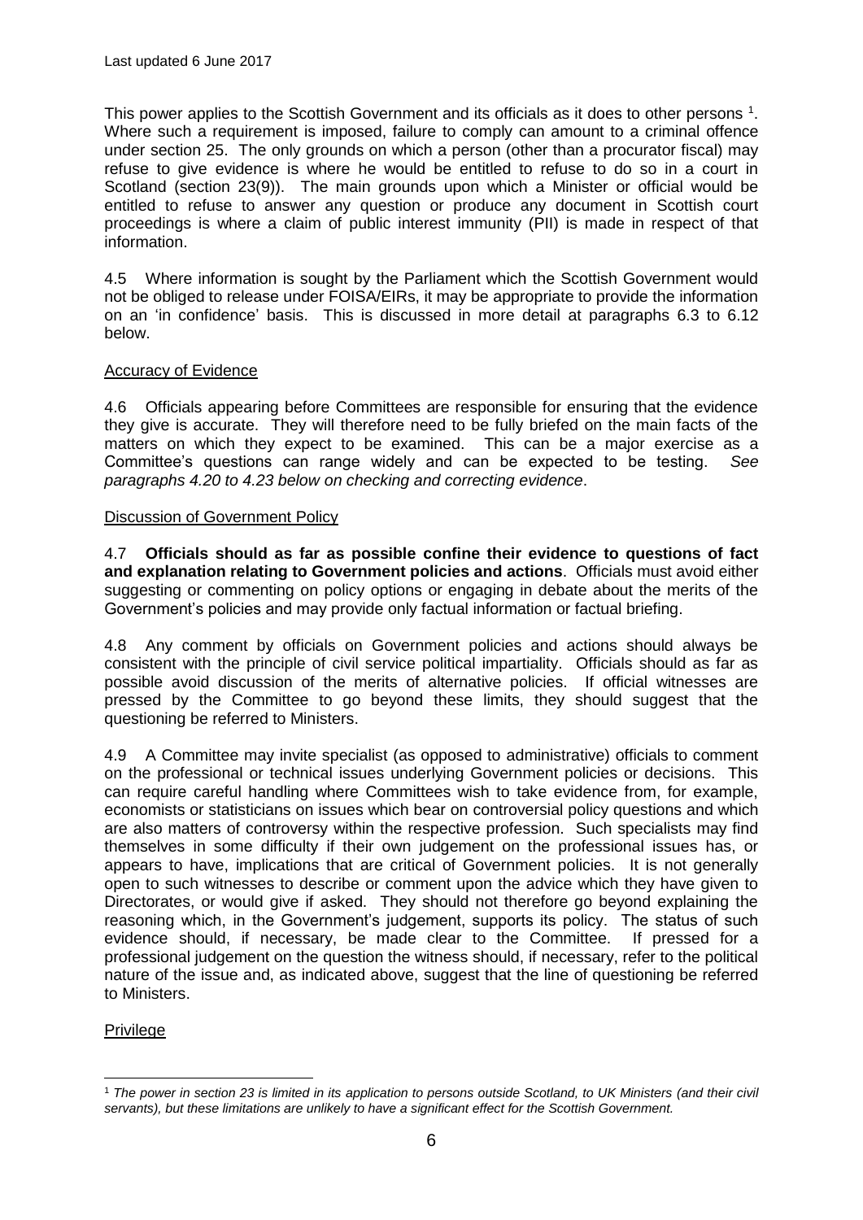This power applies to the Scottish Government and its officials as it does to other persons [1]. Where such a requirement is imposed, failure to comply can amount to a criminal offence under section 25. The only grounds on which a person (other than a procurator fiscal) may refuse to give evidence is where he would be entitled to refuse to do so in a court in Scotland (section 23(9)). The main grounds upon which a Minister or official would be entitled to refuse to answer any question or produce any document in Scottish court proceedings is where a claim of public interest immunity (PII) is made in respect of that information.

4.5 Where information is sought by the Parliament which the Scottish Government would not be obliged to release under FOISA/EIRs, it may be appropriate to provide the information on an 'in confidence' basis. This is discussed in more detail at paragraphs 6.3 to 6.12 below.

Accuracy of Evidence

4.6 Officials appearing before Committees are responsible for ensuring that the evidence they give is accurate. They will therefore need to be fully briefed on the main facts of the matters on which they expect to be examined. This can be a major exercise as a Committee's questions can range widely and can be expected to be testing. *See paragraphs 4.20 to 4.23 below on checking and correcting evidence*.

Discussion of Government Policy

4.7 **Officials should as far as possible confine their evidence to questions of fact and explanation relating to Government policies and actions**. Officials must avoid either suggesting or commenting on policy options or engaging in debate about the merits of the Government's policies and may provide only factual information or factual briefing.

4.8 Any comment by officials on Government policies and actions should always be consistent with the principle of civil service political impartiality. Officials should as far as possible avoid discussion of the merits of alternative policies. If official witnesses are pressed by the Committee to go beyond these limits, they should suggest that the questioning be referred to Ministers.

4.9 A Committee may invite specialist (as opposed to administrative) officials to comment on the professional or technical issues underlying Government policies or decisions. This can require careful handling where Committees wish to take evidence from, for example, economists or statisticians on issues which bear on controversial policy questions and which are also matters of controversy within the respective profession. Such specialists may find themselves in some difficulty if their own judgement on the professional issues has, or appears to have, implications that are critical of Government policies. It is not generally open to such witnesses to describe or comment upon the advice which they have given to Directorates, or would give if asked. They should not therefore go beyond explaining the reasoning which, in the Government's judgement, supports its policy. The status of such evidence should, if necessary, be made clear to the Committee. If pressed for a professional judgement on the question the witness should, if necessary, refer to the political nature of the issue and, as indicated above, suggest that the line of questioning be referred to Ministers.

Privilege

[1] *The power in section 23 is limited in its application to persons outside Scotland, to UK Ministers (and their civil servants), but these limitations are unlikely to have a significant effect for the Scottish Government.*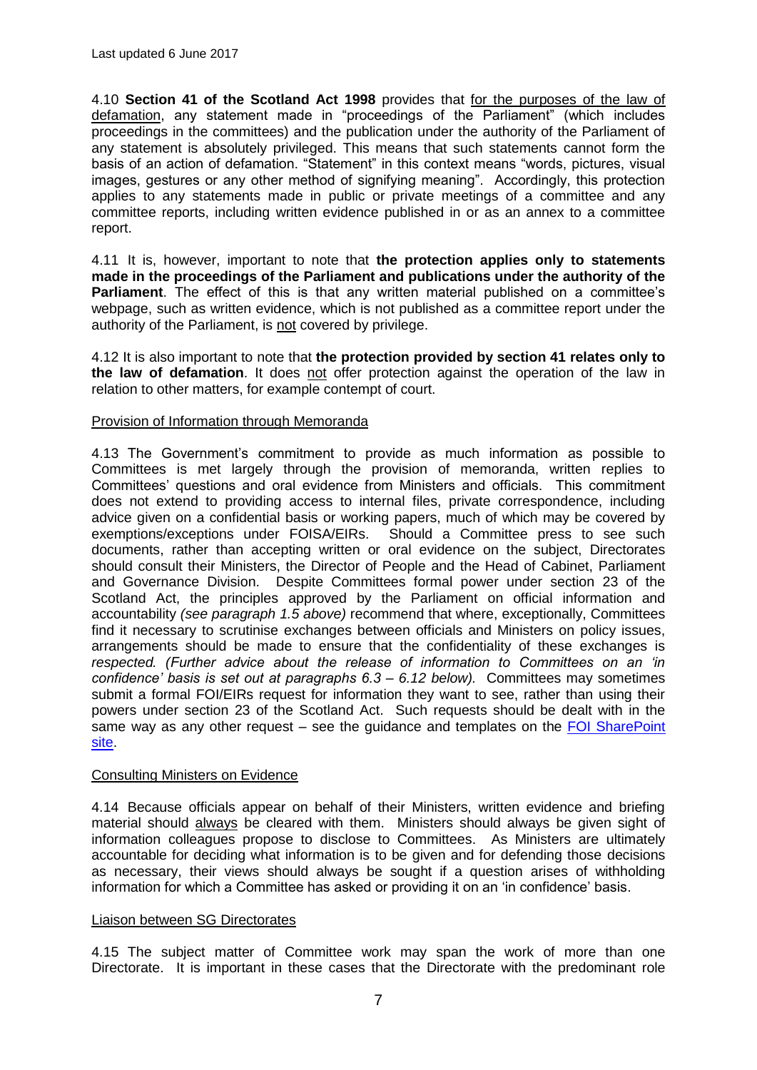4.10 **Section 41 of the Scotland Act 1998** provides that for the purposes of the law of defamation, any statement made in "proceedings of the Parliament" (which includes proceedings in the committees) and the publication under the authority of the Parliament of any statement is absolutely privileged. This means that such statements cannot form the basis of an action of defamation. "Statement" in this context means "words, pictures, visual images, gestures or any other method of signifying meaning". Accordingly, this protection applies to any statements made in public or private meetings of a committee and any committee reports, including written evidence published in or as an annex to a committee report.

4.11 It is, however, important to note that **the protection applies only to statements made in the proceedings of the Parliament and publications under the authority of the Parliament**. The effect of this is that any written material published on a committee's webpage, such as written evidence, which is not published as a committee report under the authority of the Parliament, is not covered by privilege.

4.12 It is also important to note that **the protection provided by section 41 relates only to the law of defamation**. It does not offer protection against the operation of the law in relation to other matters, for example contempt of court.

Provision of Information through Memoranda

4.13 The Government's commitment to provide as much information as possible to Committees is met largely through the provision of memoranda, written replies to Committees' questions and oral evidence from Ministers and officials. This commitment does not extend to providing access to internal files, private correspondence, including advice given on a confidential basis or working papers, much of which may be covered by exemptions/exceptions under FOISA/EIRs. Should a Committee press to see such documents, rather than accepting written or oral evidence on the subject, Directorates should consult their Ministers, the Director of People and the Head of Cabinet, Parliament and Governance Division. Despite Committees formal power under section 23 of the Scotland Act, the principles approved by the Parliament on official information and accountability *(see paragraph 1.5 above)* recommend that where, exceptionally, Committees find it necessary to scrutinise exchanges between officials and Ministers on policy issues, arrangements should be made to ensure that the confidentiality of these exchanges is *respected. (Further advice about the release of information to Committees on an 'in confidence' basis is set out at paragraphs 6.3 – 6.12 below).* Committees may sometimes submit a formal FOI/EIRs request for information they want to see, rather than using their powers under section 23 of the Scotland Act. Such requests should be dealt with in the same way as any other request – see the guidance and templates on the FOI SharePoint site.

Consulting Ministers on Evidence

4.14 Because officials appear on behalf of their Ministers, written evidence and briefing material should always be cleared with them. Ministers should always be given sight of information colleagues propose to disclose to Committees. As Ministers are ultimately accountable for deciding what information is to be given and for defending those decisions as necessary, their views should always be sought if a question arises of withholding information for which a Committee has asked or providing it on an 'in confidence' basis.

Liaison between SG Directorates

4.15 The subject matter of Committee work may span the work of more than one Directorate. It is important in these cases that the Directorate with the predominant role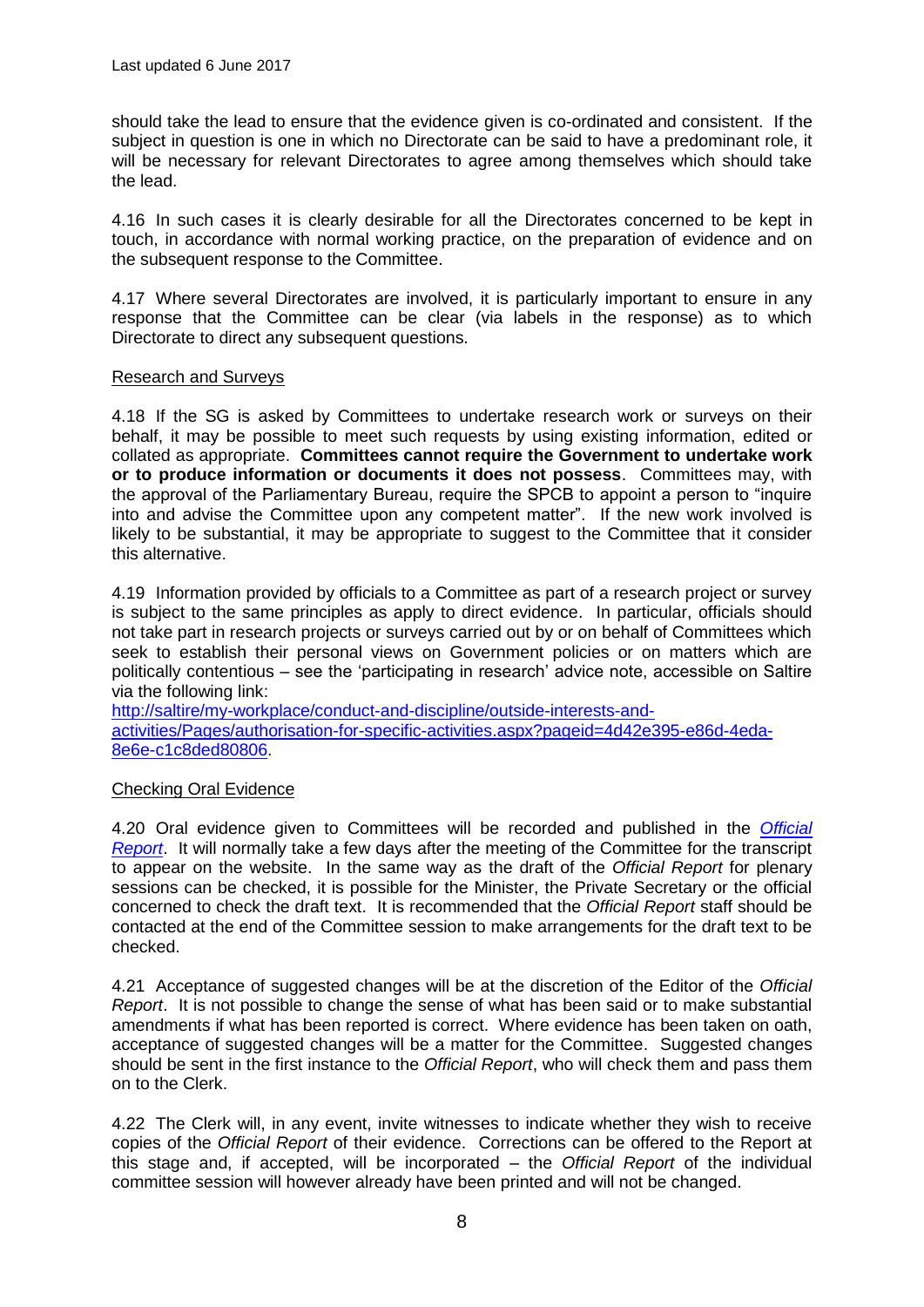should take the lead to ensure that the evidence given is co-ordinated and consistent. If the subject in question is one in which no Directorate can be said to have a predominant role, it will be necessary for relevant Directorates to agree among themselves which should take the lead.

4.16 In such cases it is clearly desirable for all the Directorates concerned to be kept in touch, in accordance with normal working practice, on the preparation of evidence and on the subsequent response to the Committee.

4.17 Where several Directorates are involved, it is particularly important to ensure in any response that the Committee can be clear (via labels in the response) as to which Directorate to direct any subsequent questions.

Research and Surveys

4.18 If the SG is asked by Committees to undertake research work or surveys on their behalf, it may be possible to meet such requests by using existing information, edited or collated as appropriate. **Committees cannot require the Government to undertake work or to produce information or documents it does not possess**. Committees may, with the approval of the Parliamentary Bureau, require the SPCB to appoint a person to "inquire into and advise the Committee upon any competent matter". If the new work involved is likely to be substantial, it may be appropriate to suggest to the Committee that it consider this alternative.

4.19 Information provided by officials to a Committee as part of a research project or survey is subject to the same principles as apply to direct evidence. In particular, officials should not take part in research projects or surveys carried out by or on behalf of Committees which seek to establish their personal views on Government policies or on matters which are politically contentious – see the 'participating in research' advice note, accessible on Saltire via the following link:
http://saltire/my-workplace/conduct-and-discipline/outside-interests-and-activities/Pages/authorisation-for-specific-activities.aspx?pageid=4d42e395-e86d-4eda-8e6e-c1c8ded80806.

Checking Oral Evidence

4.20 Oral evidence given to Committees will be recorded and published in the *Official Report*. It will normally take a few days after the meeting of the Committee for the transcript to appear on the website. In the same way as the draft of the *Official Report* for plenary sessions can be checked, it is possible for the Minister, the Private Secretary or the official concerned to check the draft text. It is recommended that the *Official Report* staff should be contacted at the end of the Committee session to make arrangements for the draft text to be checked.

4.21 Acceptance of suggested changes will be at the discretion of the Editor of the *Official Report*. It is not possible to change the sense of what has been said or to make substantial amendments if what has been reported is correct. Where evidence has been taken on oath, acceptance of suggested changes will be a matter for the Committee. Suggested changes should be sent in the first instance to the *Official Report*, who will check them and pass them on to the Clerk.

4.22 The Clerk will, in any event, invite witnesses to indicate whether they wish to receive copies of the *Official Report* of their evidence. Corrections can be offered to the Report at this stage and, if accepted, will be incorporated – the *Official Report* of the individual committee session will however already have been printed and will not be changed.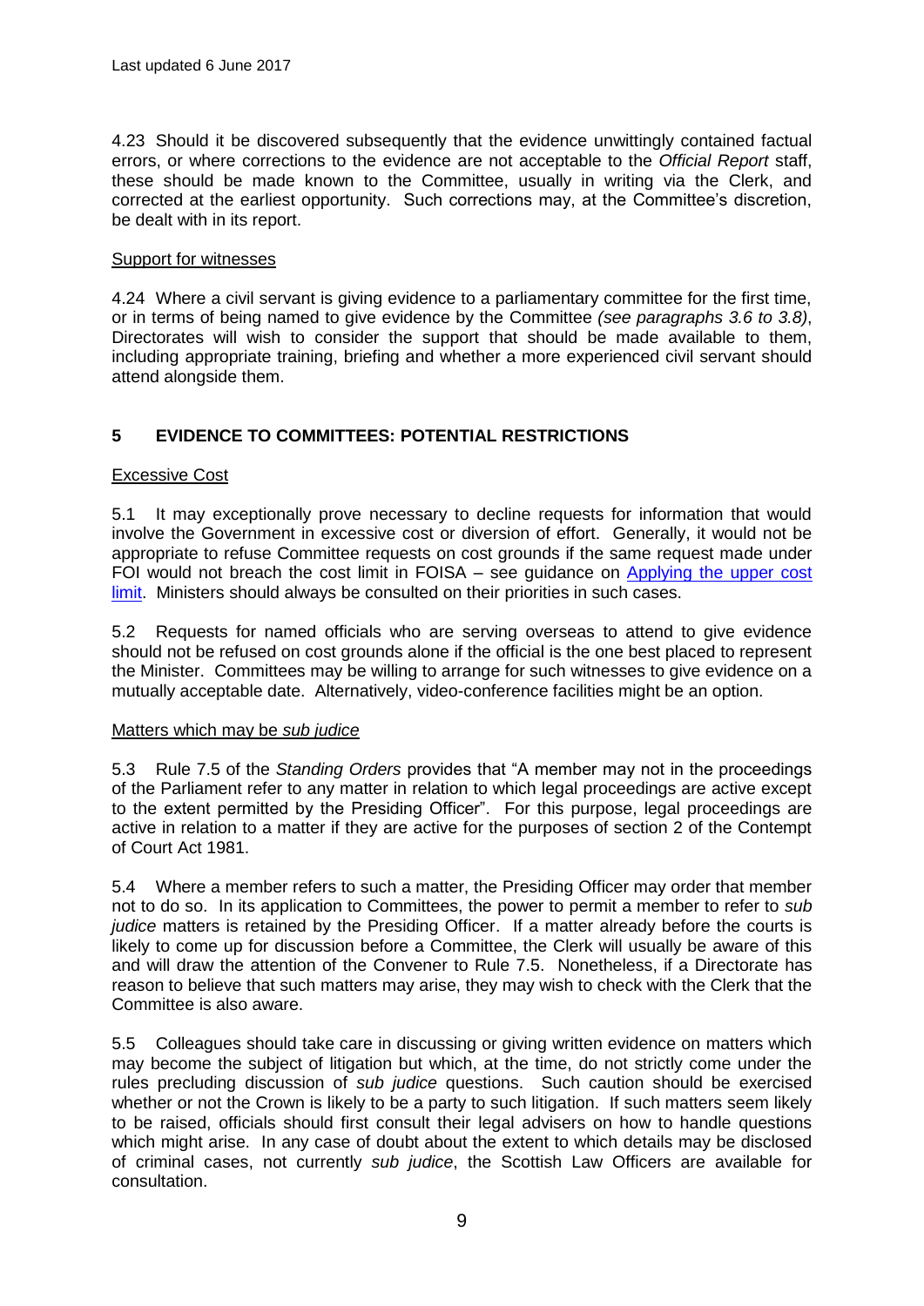4.23 Should it be discovered subsequently that the evidence unwittingly contained factual errors, or where corrections to the evidence are not acceptable to the *Official Report* staff, these should be made known to the Committee, usually in writing via the Clerk, and corrected at the earliest opportunity. Such corrections may, at the Committee's discretion, be dealt with in its report.

Support for witnesses

4.24 Where a civil servant is giving evidence to a parliamentary committee for the first time, or in terms of being named to give evidence by the Committee *(see paragraphs 3.6 to 3.8)*, Directorates will wish to consider the support that should be made available to them, including appropriate training, briefing and whether a more experienced civil servant should attend alongside them.

## 5 EVIDENCE TO COMMITTEES: POTENTIAL RESTRICTIONS

Excessive Cost

5.1 It may exceptionally prove necessary to decline requests for information that would involve the Government in excessive cost or diversion of effort. Generally, it would not be appropriate to refuse Committee requests on cost grounds if the same request made under FOI would not breach the cost limit in FOISA – see guidance on Applying the upper cost limit. Ministers should always be consulted on their priorities in such cases.

5.2 Requests for named officials who are serving overseas to attend to give evidence should not be refused on cost grounds alone if the official is the one best placed to represent the Minister. Committees may be willing to arrange for such witnesses to give evidence on a mutually acceptable date. Alternatively, video-conference facilities might be an option.

Matters which may be *sub judice*

5.3 Rule 7.5 of the *Standing Orders* provides that "A member may not in the proceedings of the Parliament refer to any matter in relation to which legal proceedings are active except to the extent permitted by the Presiding Officer". For this purpose, legal proceedings are active in relation to a matter if they are active for the purposes of section 2 of the Contempt of Court Act 1981.

5.4 Where a member refers to such a matter, the Presiding Officer may order that member not to do so. In its application to Committees, the power to permit a member to refer to *sub judice* matters is retained by the Presiding Officer. If a matter already before the courts is likely to come up for discussion before a Committee, the Clerk will usually be aware of this and will draw the attention of the Convener to Rule 7.5. Nonetheless, if a Directorate has reason to believe that such matters may arise, they may wish to check with the Clerk that the Committee is also aware.

5.5 Colleagues should take care in discussing or giving written evidence on matters which may become the subject of litigation but which, at the time, do not strictly come under the rules precluding discussion of *sub judice* questions. Such caution should be exercised whether or not the Crown is likely to be a party to such litigation. If such matters seem likely to be raised, officials should first consult their legal advisers on how to handle questions which might arise. In any case of doubt about the extent to which details may be disclosed of criminal cases, not currently *sub judice*, the Scottish Law Officers are available for consultation.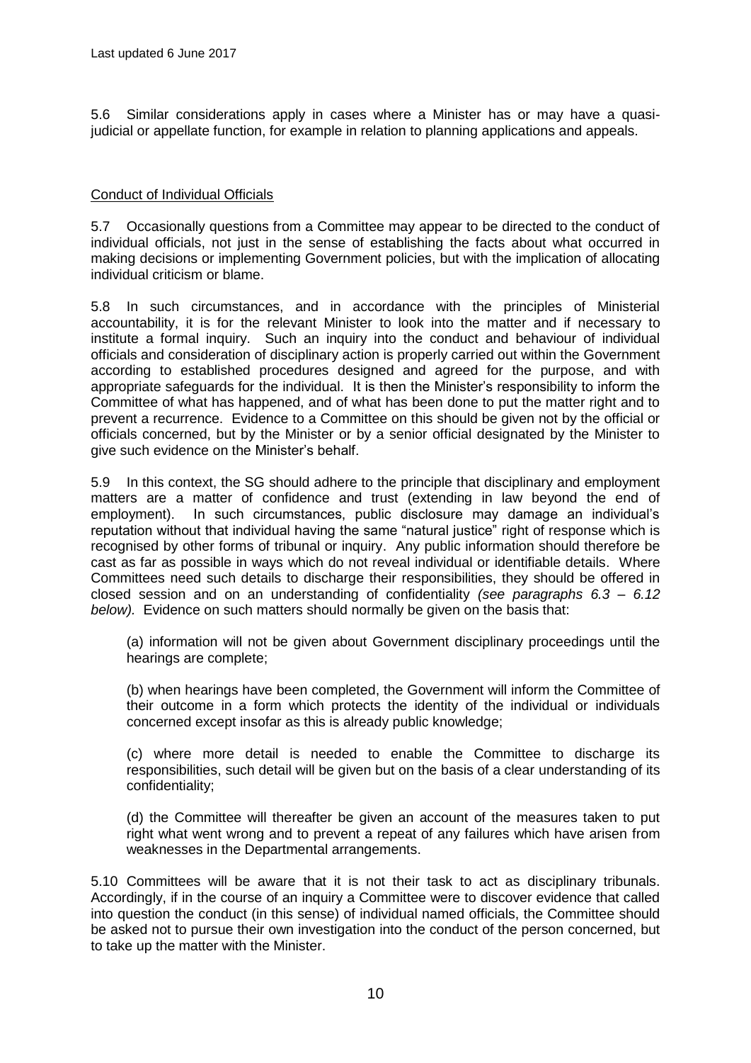5.6 Similar considerations apply in cases where a Minister has or may have a quasi-judicial or appellate function, for example in relation to planning applications and appeals.

## Conduct of Individual Officials

5.7 Occasionally questions from a Committee may appear to be directed to the conduct of individual officials, not just in the sense of establishing the facts about what occurred in making decisions or implementing Government policies, but with the implication of allocating individual criticism or blame.

5.8 In such circumstances, and in accordance with the principles of Ministerial accountability, it is for the relevant Minister to look into the matter and if necessary to institute a formal inquiry. Such an inquiry into the conduct and behaviour of individual officials and consideration of disciplinary action is properly carried out within the Government according to established procedures designed and agreed for the purpose, and with appropriate safeguards for the individual. It is then the Minister's responsibility to inform the Committee of what has happened, and of what has been done to put the matter right and to prevent a recurrence. Evidence to a Committee on this should be given not by the official or officials concerned, but by the Minister or by a senior official designated by the Minister to give such evidence on the Minister's behalf.

5.9 In this context, the SG should adhere to the principle that disciplinary and employment matters are a matter of confidence and trust (extending in law beyond the end of employment). In such circumstances, public disclosure may damage an individual's reputation without that individual having the same "natural justice" right of response which is recognised by other forms of tribunal or inquiry. Any public information should therefore be cast as far as possible in ways which do not reveal individual or identifiable details. Where Committees need such details to discharge their responsibilities, they should be offered in closed session and on an understanding of confidentiality *(see paragraphs 6.3 – 6.12 below).* Evidence on such matters should normally be given on the basis that:

(a) information will not be given about Government disciplinary proceedings until the hearings are complete;

(b) when hearings have been completed, the Government will inform the Committee of their outcome in a form which protects the identity of the individual or individuals concerned except insofar as this is already public knowledge;

(c) where more detail is needed to enable the Committee to discharge its responsibilities, such detail will be given but on the basis of a clear understanding of its confidentiality;

(d) the Committee will thereafter be given an account of the measures taken to put right what went wrong and to prevent a repeat of any failures which have arisen from weaknesses in the Departmental arrangements.

5.10 Committees will be aware that it is not their task to act as disciplinary tribunals. Accordingly, if in the course of an inquiry a Committee were to discover evidence that called into question the conduct (in this sense) of individual named officials, the Committee should be asked not to pursue their own investigation into the conduct of the person concerned, but to take up the matter with the Minister.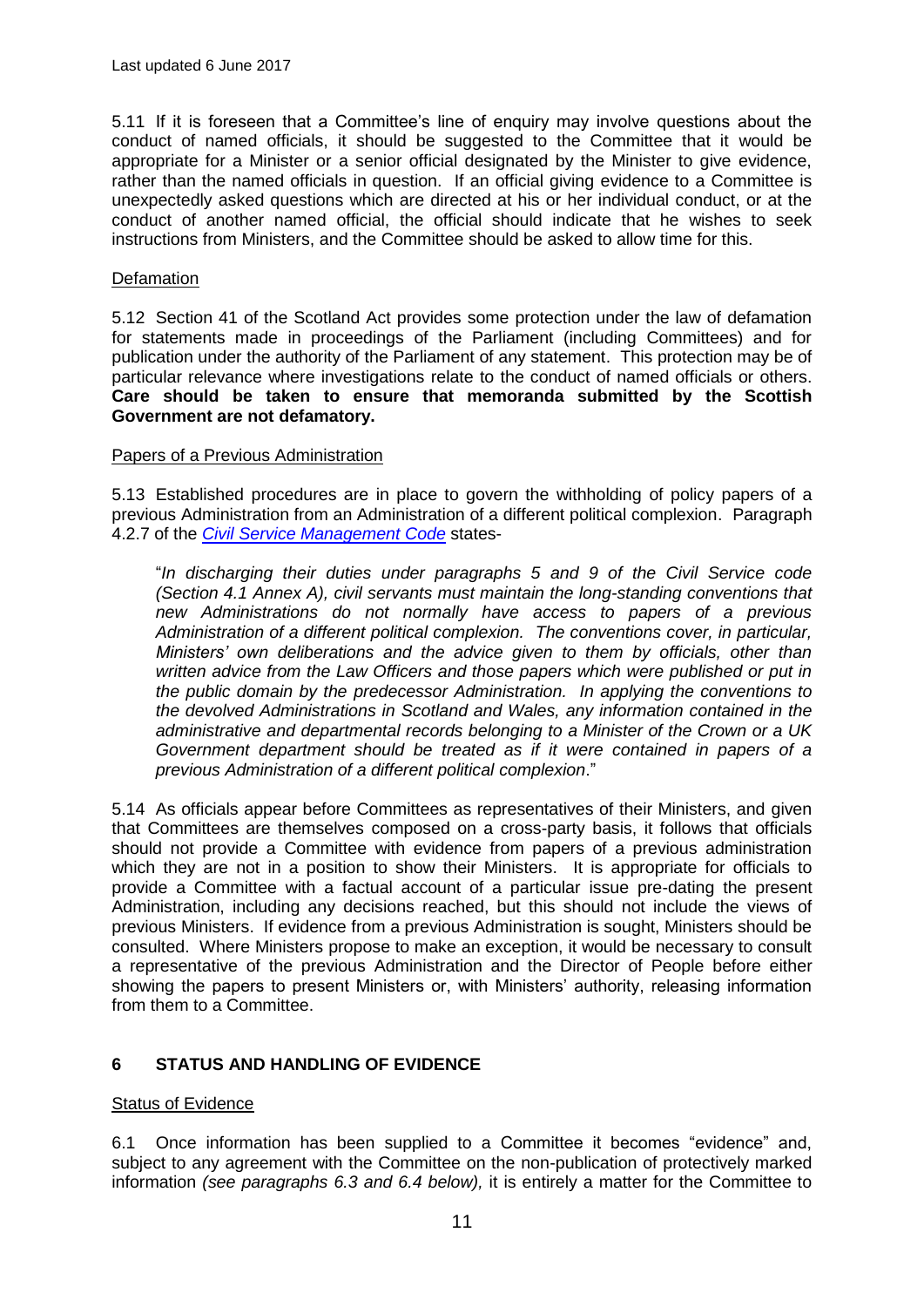5.11 If it is foreseen that a Committee's line of enquiry may involve questions about the conduct of named officials, it should be suggested to the Committee that it would be appropriate for a Minister or a senior official designated by the Minister to give evidence, rather than the named officials in question. If an official giving evidence to a Committee is unexpectedly asked questions which are directed at his or her individual conduct, or at the conduct of another named official, the official should indicate that he wishes to seek instructions from Ministers, and the Committee should be asked to allow time for this.

Defamation

5.12 Section 41 of the Scotland Act provides some protection under the law of defamation for statements made in proceedings of the Parliament (including Committees) and for publication under the authority of the Parliament of any statement. This protection may be of particular relevance where investigations relate to the conduct of named officials or others. **Care should be taken to ensure that memoranda submitted by the Scottish Government are not defamatory.**

Papers of a Previous Administration

5.13 Established procedures are in place to govern the withholding of policy papers of a previous Administration from an Administration of a different political complexion. Paragraph 4.2.7 of the *Civil Service Management Code* states-

> "*In discharging their duties under paragraphs 5 and 9 of the Civil Service code (Section 4.1 Annex A), civil servants must maintain the long-standing conventions that new Administrations do not normally have access to papers of a previous Administration of a different political complexion. The conventions cover, in particular, Ministers' own deliberations and the advice given to them by officials, other than written advice from the Law Officers and those papers which were published or put in the public domain by the predecessor Administration. In applying the conventions to the devolved Administrations in Scotland and Wales, any information contained in the administrative and departmental records belonging to a Minister of the Crown or a UK Government department should be treated as if it were contained in papers of a previous Administration of a different political complexion*."

5.14 As officials appear before Committees as representatives of their Ministers, and given that Committees are themselves composed on a cross-party basis, it follows that officials should not provide a Committee with evidence from papers of a previous administration which they are not in a position to show their Ministers. It is appropriate for officials to provide a Committee with a factual account of a particular issue pre-dating the present Administration, including any decisions reached, but this should not include the views of previous Ministers. If evidence from a previous Administration is sought, Ministers should be consulted. Where Ministers propose to make an exception, it would be necessary to consult a representative of the previous Administration and the Director of People before either showing the papers to present Ministers or, with Ministers' authority, releasing information from them to a Committee.

## 6 STATUS AND HANDLING OF EVIDENCE

Status of Evidence

6.1 Once information has been supplied to a Committee it becomes "evidence" and, subject to any agreement with the Committee on the non-publication of protectively marked information *(see paragraphs 6.3 and 6.4 below),* it is entirely a matter for the Committee to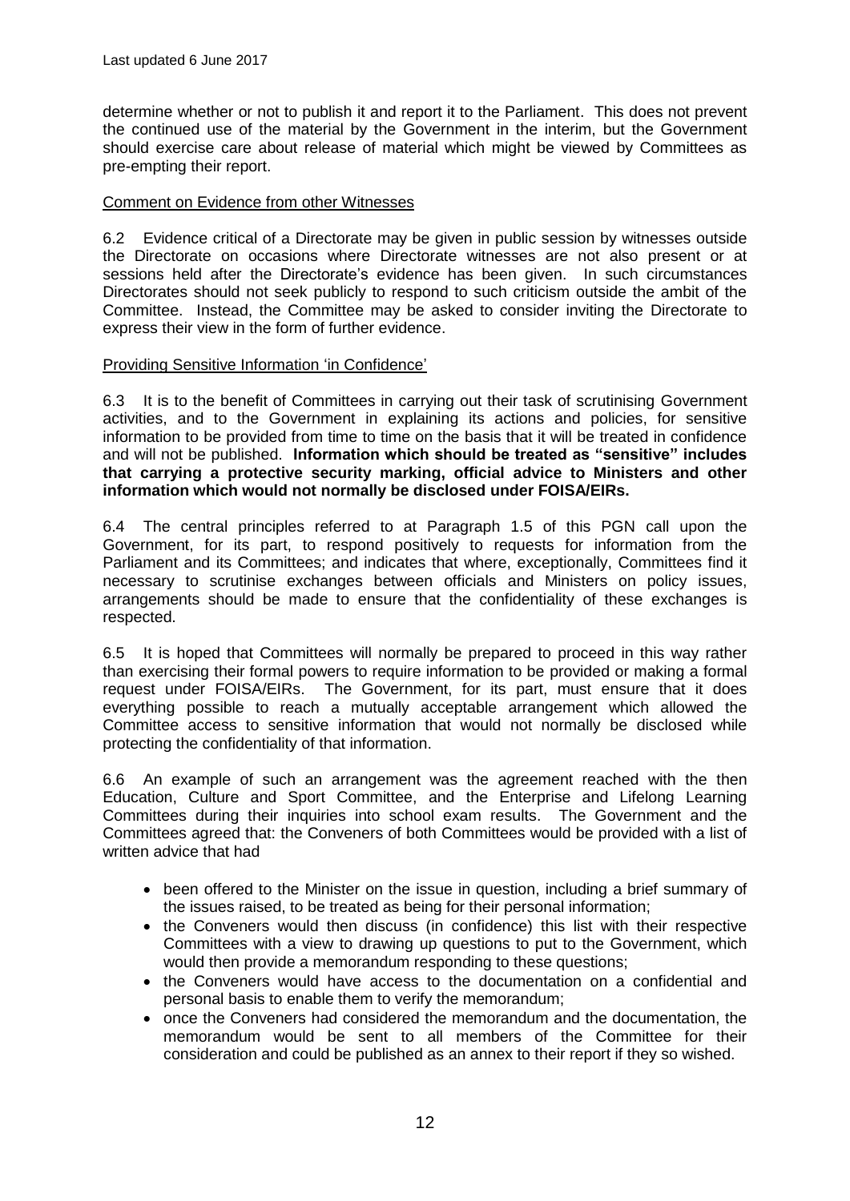determine whether or not to publish it and report it to the Parliament. This does not prevent the continued use of the material by the Government in the interim, but the Government should exercise care about release of material which might be viewed by Committees as pre-empting their report.

<u>Comment on Evidence from other Witnesses</u>

6.2 Evidence critical of a Directorate may be given in public session by witnesses outside the Directorate on occasions where Directorate witnesses are not also present or at sessions held after the Directorate's evidence has been given. In such circumstances Directorates should not seek publicly to respond to such criticism outside the ambit of the Committee. Instead, the Committee may be asked to consider inviting the Directorate to express their view in the form of further evidence.

<u>Providing Sensitive Information 'in Confidence'</u>

6.3 It is to the benefit of Committees in carrying out their task of scrutinising Government activities, and to the Government in explaining its actions and policies, for sensitive information to be provided from time to time on the basis that it will be treated in confidence and will not be published. **Information which should be treated as "sensitive" includes that carrying a protective security marking, official advice to Ministers and other information which would not normally be disclosed under FOISA/EIRs.**

6.4 The central principles referred to at Paragraph 1.5 of this PGN call upon the Government, for its part, to respond positively to requests for information from the Parliament and its Committees; and indicates that where, exceptionally, Committees find it necessary to scrutinise exchanges between officials and Ministers on policy issues, arrangements should be made to ensure that the confidentiality of these exchanges is respected.

6.5 It is hoped that Committees will normally be prepared to proceed in this way rather than exercising their formal powers to require information to be provided or making a formal request under FOISA/EIRs. The Government, for its part, must ensure that it does everything possible to reach a mutually acceptable arrangement which allowed the Committee access to sensitive information that would not normally be disclosed while protecting the confidentiality of that information.

6.6 An example of such an arrangement was the agreement reached with the then Education, Culture and Sport Committee, and the Enterprise and Lifelong Learning Committees during their inquiries into school exam results. The Government and the Committees agreed that: the Conveners of both Committees would be provided with a list of written advice that had

- been offered to the Minister on the issue in question, including a brief summary of the issues raised, to be treated as being for their personal information;
- the Conveners would then discuss (in confidence) this list with their respective Committees with a view to drawing up questions to put to the Government, which would then provide a memorandum responding to these questions;
- the Conveners would have access to the documentation on a confidential and personal basis to enable them to verify the memorandum;
- once the Conveners had considered the memorandum and the documentation, the memorandum would be sent to all members of the Committee for their consideration and could be published as an annex to their report if they so wished.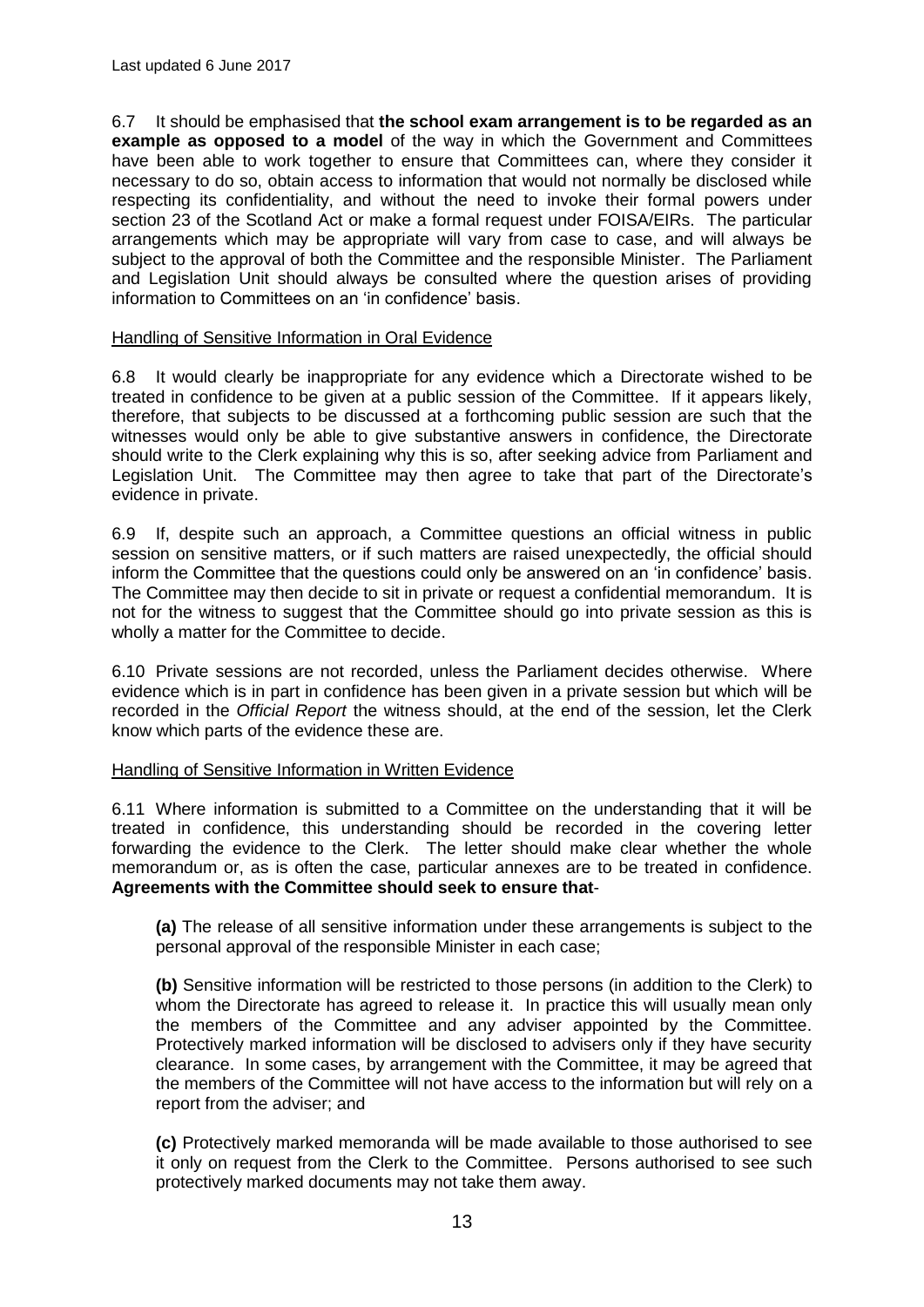6.7 It should be emphasised that **the school exam arrangement is to be regarded as an example as opposed to a model** of the way in which the Government and Committees have been able to work together to ensure that Committees can, where they consider it necessary to do so, obtain access to information that would not normally be disclosed while respecting its confidentiality, and without the need to invoke their formal powers under section 23 of the Scotland Act or make a formal request under FOISA/EIRs. The particular arrangements which may be appropriate will vary from case to case, and will always be subject to the approval of both the Committee and the responsible Minister. The Parliament and Legislation Unit should always be consulted where the question arises of providing information to Committees on an 'in confidence' basis.

<u>Handling of Sensitive Information in Oral Evidence</u>

6.8 It would clearly be inappropriate for any evidence which a Directorate wished to be treated in confidence to be given at a public session of the Committee. If it appears likely, therefore, that subjects to be discussed at a forthcoming public session are such that the witnesses would only be able to give substantive answers in confidence, the Directorate should write to the Clerk explaining why this is so, after seeking advice from Parliament and Legislation Unit. The Committee may then agree to take that part of the Directorate's evidence in private.

6.9 If, despite such an approach, a Committee questions an official witness in public session on sensitive matters, or if such matters are raised unexpectedly, the official should inform the Committee that the questions could only be answered on an 'in confidence' basis. The Committee may then decide to sit in private or request a confidential memorandum. It is not for the witness to suggest that the Committee should go into private session as this is wholly a matter for the Committee to decide.

6.10 Private sessions are not recorded, unless the Parliament decides otherwise. Where evidence which is in part in confidence has been given in a private session but which will be recorded in the *Official Report* the witness should, at the end of the session, let the Clerk know which parts of the evidence these are.

<u>Handling of Sensitive Information in Written Evidence</u>

6.11 Where information is submitted to a Committee on the understanding that it will be treated in confidence, this understanding should be recorded in the covering letter forwarding the evidence to the Clerk. The letter should make clear whether the whole memorandum or, as is often the case, particular annexes are to be treated in confidence. **Agreements with the Committee should seek to ensure that**-

> **(a)** The release of all sensitive information under these arrangements is subject to the personal approval of the responsible Minister in each case;
>
> **(b)** Sensitive information will be restricted to those persons (in addition to the Clerk) to whom the Directorate has agreed to release it. In practice this will usually mean only the members of the Committee and any adviser appointed by the Committee. Protectively marked information will be disclosed to advisers only if they have security clearance. In some cases, by arrangement with the Committee, it may be agreed that the members of the Committee will not have access to the information but will rely on a report from the adviser; and
>
> **(c)** Protectively marked memoranda will be made available to those authorised to see it only on request from the Clerk to the Committee. Persons authorised to see such protectively marked documents may not take them away.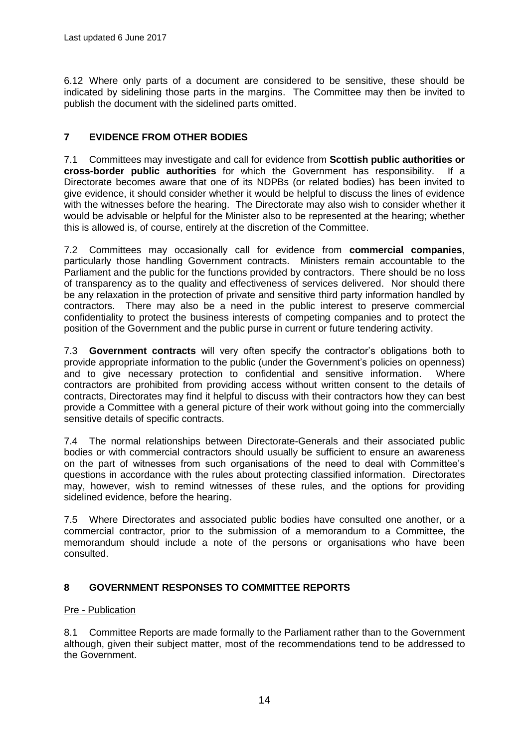6.12 Where only parts of a document are considered to be sensitive, these should be indicated by sidelining those parts in the margins. The Committee may then be invited to publish the document with the sidelined parts omitted.

## 7 EVIDENCE FROM OTHER BODIES

7.1 Committees may investigate and call for evidence from **Scottish public authorities or cross-border public authorities** for which the Government has responsibility. If a Directorate becomes aware that one of its NDPBs (or related bodies) has been invited to give evidence, it should consider whether it would be helpful to discuss the lines of evidence with the witnesses before the hearing. The Directorate may also wish to consider whether it would be advisable or helpful for the Minister also to be represented at the hearing; whether this is allowed is, of course, entirely at the discretion of the Committee.

7.2 Committees may occasionally call for evidence from **commercial companies**, particularly those handling Government contracts. Ministers remain accountable to the Parliament and the public for the functions provided by contractors. There should be no loss of transparency as to the quality and effectiveness of services delivered. Nor should there be any relaxation in the protection of private and sensitive third party information handled by contractors. There may also be a need in the public interest to preserve commercial confidentiality to protect the business interests of competing companies and to protect the position of the Government and the public purse in current or future tendering activity.

7.3 **Government contracts** will very often specify the contractor's obligations both to provide appropriate information to the public (under the Government's policies on openness) and to give necessary protection to confidential and sensitive information. Where contractors are prohibited from providing access without written consent to the details of contracts, Directorates may find it helpful to discuss with their contractors how they can best provide a Committee with a general picture of their work without going into the commercially sensitive details of specific contracts.

7.4 The normal relationships between Directorate-Generals and their associated public bodies or with commercial contractors should usually be sufficient to ensure an awareness on the part of witnesses from such organisations of the need to deal with Committee's questions in accordance with the rules about protecting classified information. Directorates may, however, wish to remind witnesses of these rules, and the options for providing sidelined evidence, before the hearing.

7.5 Where Directorates and associated public bodies have consulted one another, or a commercial contractor, prior to the submission of a memorandum to a Committee, the memorandum should include a note of the persons or organisations who have been consulted.

## 8 GOVERNMENT RESPONSES TO COMMITTEE REPORTS

Pre - Publication

8.1 Committee Reports are made formally to the Parliament rather than to the Government although, given their subject matter, most of the recommendations tend to be addressed to the Government.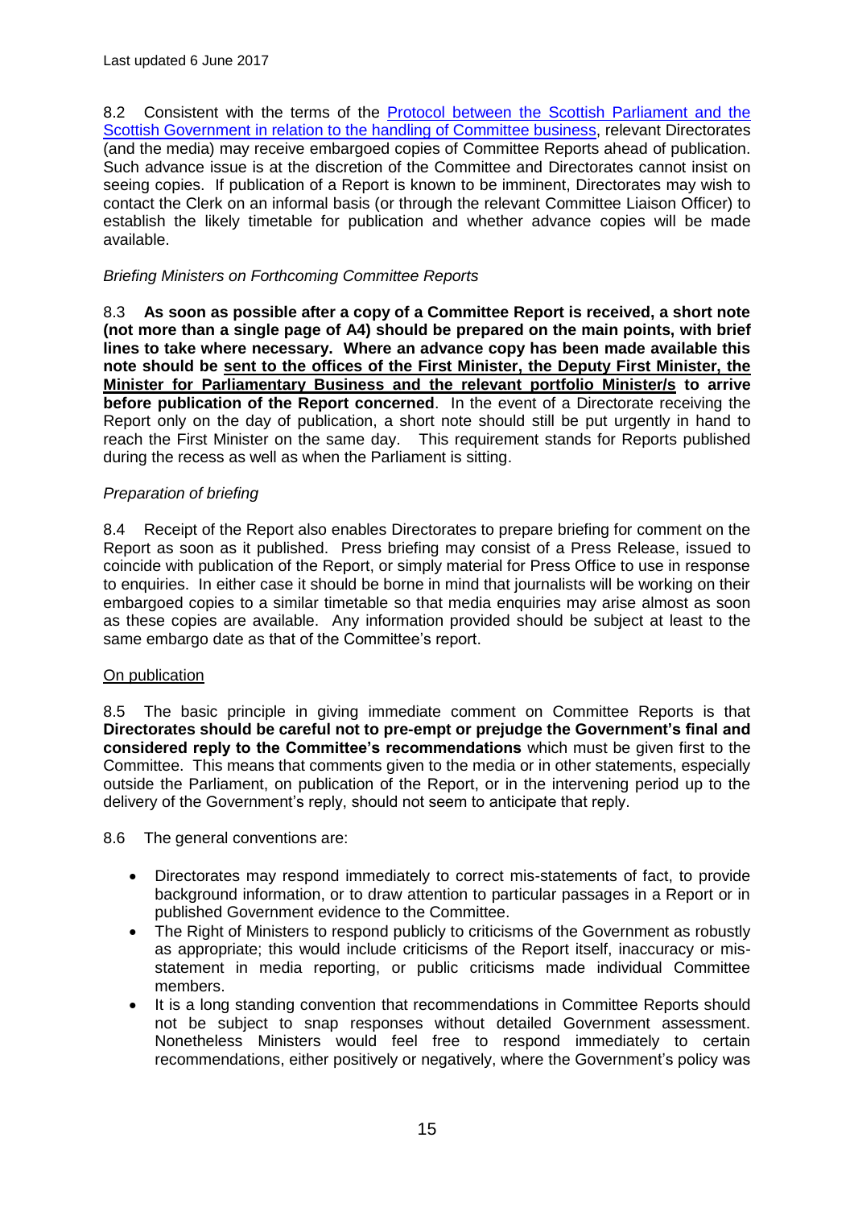8.2 Consistent with the terms of the [Protocol between the Scottish Parliament and the Scottish Government in relation to the handling of Committee business](), relevant Directorates (and the media) may receive embargoed copies of Committee Reports ahead of publication. Such advance issue is at the discretion of the Committee and Directorates cannot insist on seeing copies. If publication of a Report is known to be imminent, Directorates may wish to contact the Clerk on an informal basis (or through the relevant Committee Liaison Officer) to establish the likely timetable for publication and whether advance copies will be made available.

*Briefing Ministers on Forthcoming Committee Reports*

8.3 **As soon as possible after a copy of a Committee Report is received, a short note (not more than a single page of A4) should be prepared on the main points, with brief lines to take where necessary. Where an advance copy has been made available this note should be <u>sent to the offices of the First Minister, the Deputy First Minister, the Minister for Parliamentary Business and the relevant portfolio Minister/s</u> to arrive before publication of the Report concerned**. In the event of a Directorate receiving the Report only on the day of publication, a short note should still be put urgently in hand to reach the First Minister on the same day. This requirement stands for Reports published during the recess as well as when the Parliament is sitting.

*Preparation of briefing*

8.4 Receipt of the Report also enables Directorates to prepare briefing for comment on the Report as soon as it published. Press briefing may consist of a Press Release, issued to coincide with publication of the Report, or simply material for Press Office to use in response to enquiries. In either case it should be borne in mind that journalists will be working on their embargoed copies to a similar timetable so that media enquiries may arise almost as soon as these copies are available. Any information provided should be subject at least to the same embargo date as that of the Committee's report.

<u>On publication</u>

8.5 The basic principle in giving immediate comment on Committee Reports is that **Directorates should be careful not to pre-empt or prejudge the Government's final and considered reply to the Committee's recommendations** which must be given first to the Committee. This means that comments given to the media or in other statements, especially outside the Parliament, on publication of the Report, or in the intervening period up to the delivery of the Government's reply, should not seem to anticipate that reply.

8.6 The general conventions are:

- Directorates may respond immediately to correct mis-statements of fact, to provide background information, or to draw attention to particular passages in a Report or in published Government evidence to the Committee.
- The Right of Ministers to respond publicly to criticisms of the Government as robustly as appropriate; this would include criticisms of the Report itself, inaccuracy or mis-statement in media reporting, or public criticisms made individual Committee members.
- It is a long standing convention that recommendations in Committee Reports should not be subject to snap responses without detailed Government assessment. Nonetheless Ministers would feel free to respond immediately to certain recommendations, either positively or negatively, where the Government's policy was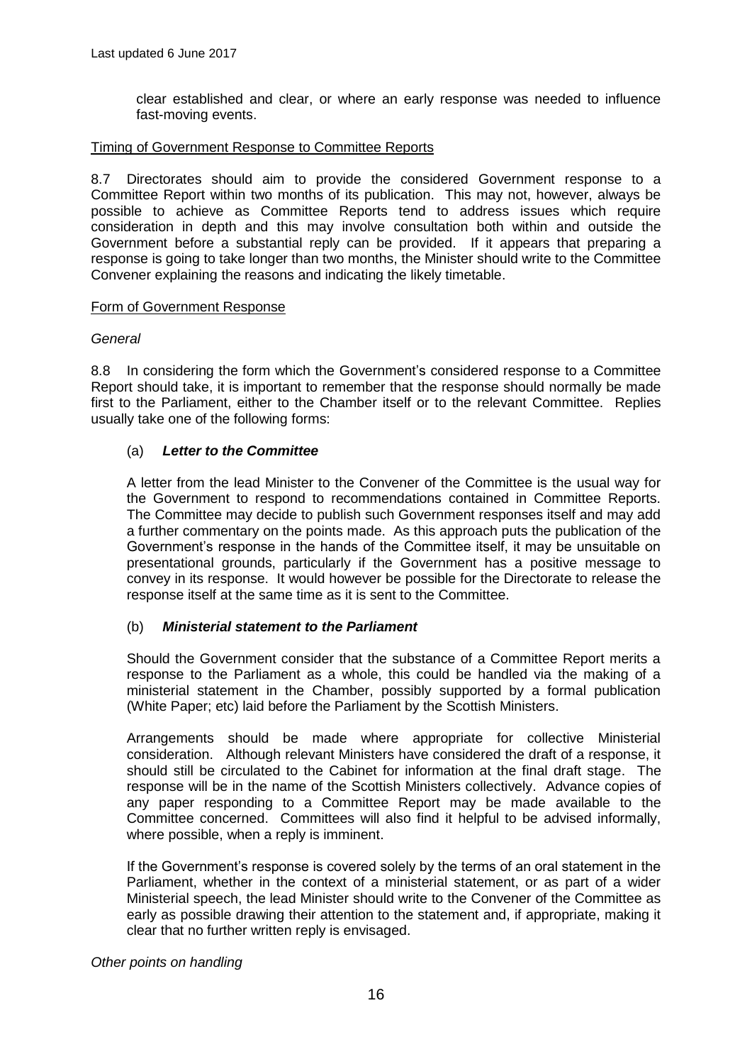clear established and clear, or where an early response was needed to influence fast-moving events.

Timing of Government Response to Committee Reports

8.7 Directorates should aim to provide the considered Government response to a Committee Report within two months of its publication. This may not, however, always be possible to achieve as Committee Reports tend to address issues which require consideration in depth and this may involve consultation both within and outside the Government before a substantial reply can be provided. If it appears that preparing a response is going to take longer than two months, the Minister should write to the Committee Convener explaining the reasons and indicating the likely timetable.

Form of Government Response

*General*

8.8 In considering the form which the Government's considered response to a Committee Report should take, it is important to remember that the response should normally be made first to the Parliament, either to the Chamber itself or to the relevant Committee. Replies usually take one of the following forms:

(a) ***Letter to the Committee***

A letter from the lead Minister to the Convener of the Committee is the usual way for the Government to respond to recommendations contained in Committee Reports. The Committee may decide to publish such Government responses itself and may add a further commentary on the points made. As this approach puts the publication of the Government's response in the hands of the Committee itself, it may be unsuitable on presentational grounds, particularly if the Government has a positive message to convey in its response. It would however be possible for the Directorate to release the response itself at the same time as it is sent to the Committee.

(b) ***Ministerial statement to the Parliament***

Should the Government consider that the substance of a Committee Report merits a response to the Parliament as a whole, this could be handled via the making of a ministerial statement in the Chamber, possibly supported by a formal publication (White Paper; etc) laid before the Parliament by the Scottish Ministers.

Arrangements should be made where appropriate for collective Ministerial consideration. Although relevant Ministers have considered the draft of a response, it should still be circulated to the Cabinet for information at the final draft stage. The response will be in the name of the Scottish Ministers collectively. Advance copies of any paper responding to a Committee Report may be made available to the Committee concerned. Committees will also find it helpful to be advised informally, where possible, when a reply is imminent.

If the Government's response is covered solely by the terms of an oral statement in the Parliament, whether in the context of a ministerial statement, or as part of a wider Ministerial speech, the lead Minister should write to the Convener of the Committee as early as possible drawing their attention to the statement and, if appropriate, making it clear that no further written reply is envisaged.

*Other points on handling*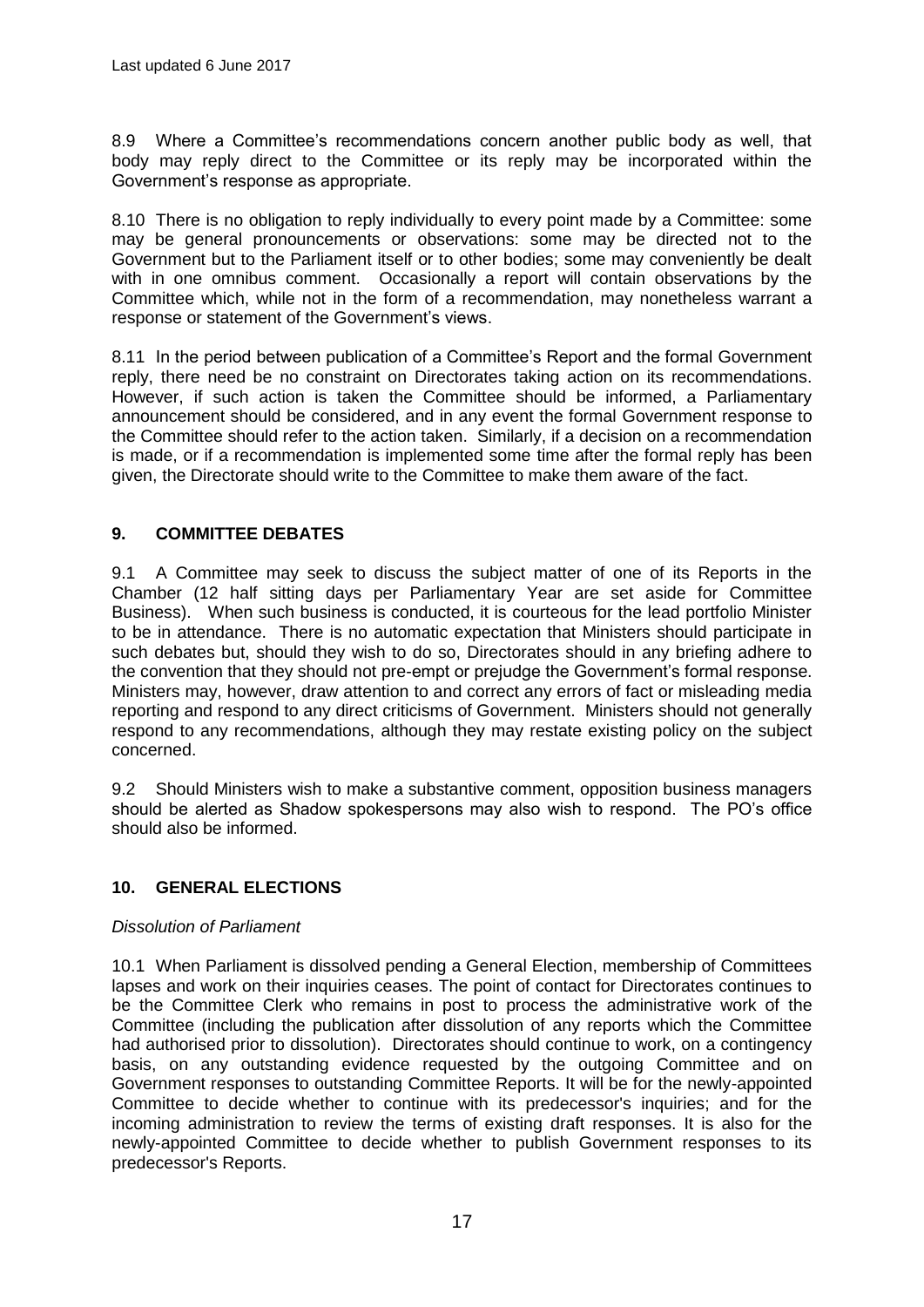8.9 Where a Committee's recommendations concern another public body as well, that body may reply direct to the Committee or its reply may be incorporated within the Government's response as appropriate.

8.10 There is no obligation to reply individually to every point made by a Committee: some may be general pronouncements or observations: some may be directed not to the Government but to the Parliament itself or to other bodies; some may conveniently be dealt with in one omnibus comment. Occasionally a report will contain observations by the Committee which, while not in the form of a recommendation, may nonetheless warrant a response or statement of the Government's views.

8.11 In the period between publication of a Committee's Report and the formal Government reply, there need be no constraint on Directorates taking action on its recommendations. However, if such action is taken the Committee should be informed, a Parliamentary announcement should be considered, and in any event the formal Government response to the Committee should refer to the action taken. Similarly, if a decision on a recommendation is made, or if a recommendation is implemented some time after the formal reply has been given, the Directorate should write to the Committee to make them aware of the fact.

## 9. COMMITTEE DEBATES

9.1 A Committee may seek to discuss the subject matter of one of its Reports in the Chamber (12 half sitting days per Parliamentary Year are set aside for Committee Business). When such business is conducted, it is courteous for the lead portfolio Minister to be in attendance. There is no automatic expectation that Ministers should participate in such debates but, should they wish to do so, Directorates should in any briefing adhere to the convention that they should not pre-empt or prejudge the Government's formal response. Ministers may, however, draw attention to and correct any errors of fact or misleading media reporting and respond to any direct criticisms of Government. Ministers should not generally respond to any recommendations, although they may restate existing policy on the subject concerned.

9.2 Should Ministers wish to make a substantive comment, opposition business managers should be alerted as Shadow spokespersons may also wish to respond. The PO's office should also be informed.

## 10. GENERAL ELECTIONS

*Dissolution of Parliament*

10.1 When Parliament is dissolved pending a General Election, membership of Committees lapses and work on their inquiries ceases. The point of contact for Directorates continues to be the Committee Clerk who remains in post to process the administrative work of the Committee (including the publication after dissolution of any reports which the Committee had authorised prior to dissolution). Directorates should continue to work, on a contingency basis, on any outstanding evidence requested by the outgoing Committee and on Government responses to outstanding Committee Reports. It will be for the newly-appointed Committee to decide whether to continue with its predecessor's inquiries; and for the incoming administration to review the terms of existing draft responses. It is also for the newly-appointed Committee to decide whether to publish Government responses to its predecessor's Reports.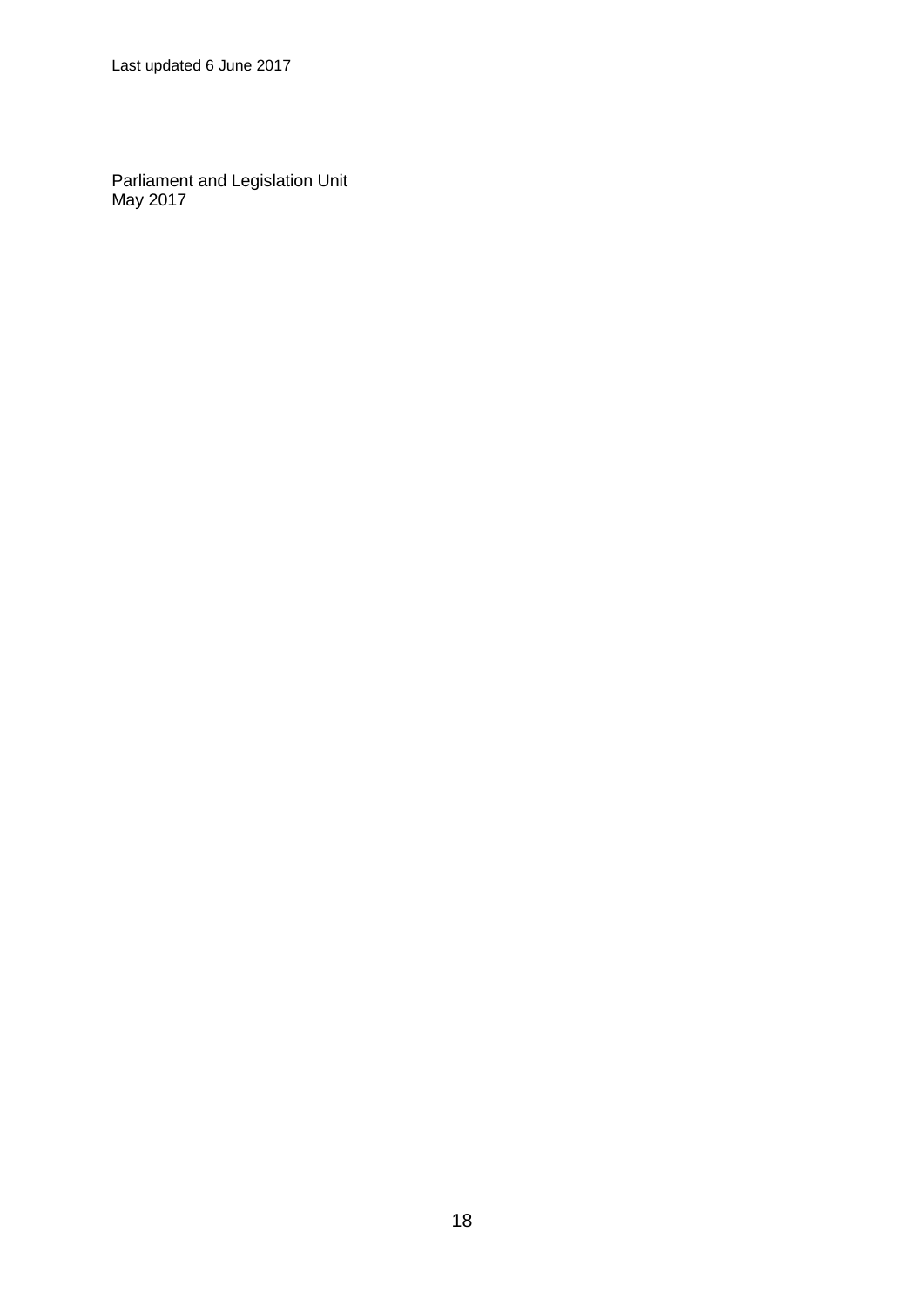Last updated 6 June 2017

Parliament and Legislation Unit
May 2017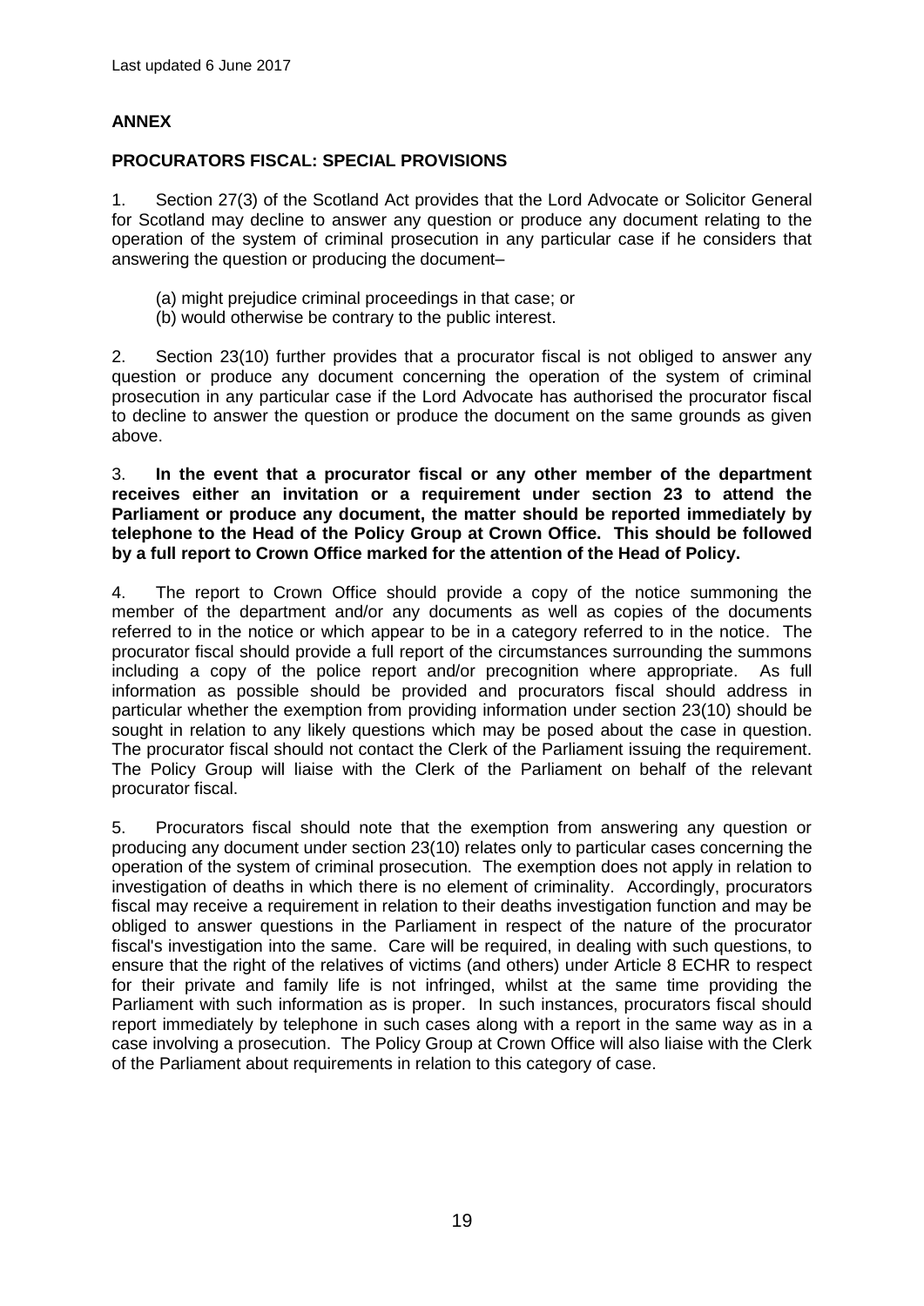Last updated 6 June 2017

**ANNEX**

**PROCURATORS FISCAL: SPECIAL PROVISIONS**

1. Section 27(3) of the Scotland Act provides that the Lord Advocate or Solicitor General for Scotland may decline to answer any question or produce any document relating to the operation of the system of criminal prosecution in any particular case if he considers that answering the question or producing the document–

(a) might prejudice criminal proceedings in that case; or
(b) would otherwise be contrary to the public interest.

2. Section 23(10) further provides that a procurator fiscal is not obliged to answer any question or produce any document concerning the operation of the system of criminal prosecution in any particular case if the Lord Advocate has authorised the procurator fiscal to decline to answer the question or produce the document on the same grounds as given above.

3. **In the event that a procurator fiscal or any other member of the department receives either an invitation or a requirement under section 23 to attend the Parliament or produce any document, the matter should be reported immediately by telephone to the Head of the Policy Group at Crown Office. This should be followed by a full report to Crown Office marked for the attention of the Head of Policy.**

4. The report to Crown Office should provide a copy of the notice summoning the member of the department and/or any documents as well as copies of the documents referred to in the notice or which appear to be in a category referred to in the notice. The procurator fiscal should provide a full report of the circumstances surrounding the summons including a copy of the police report and/or precognition where appropriate. As full information as possible should be provided and procurators fiscal should address in particular whether the exemption from providing information under section 23(10) should be sought in relation to any likely questions which may be posed about the case in question. The procurator fiscal should not contact the Clerk of the Parliament issuing the requirement. The Policy Group will liaise with the Clerk of the Parliament on behalf of the relevant procurator fiscal.

5. Procurators fiscal should note that the exemption from answering any question or producing any document under section 23(10) relates only to particular cases concerning the operation of the system of criminal prosecution. The exemption does not apply in relation to investigation of deaths in which there is no element of criminality. Accordingly, procurators fiscal may receive a requirement in relation to their deaths investigation function and may be obliged to answer questions in the Parliament in respect of the nature of the procurator fiscal's investigation into the same. Care will be required, in dealing with such questions, to ensure that the right of the relatives of victims (and others) under Article 8 ECHR to respect for their private and family life is not infringed, whilst at the same time providing the Parliament with such information as is proper. In such instances, procurators fiscal should report immediately by telephone in such cases along with a report in the same way as in a case involving a prosecution. The Policy Group at Crown Office will also liaise with the Clerk of the Parliament about requirements in relation to this category of case.